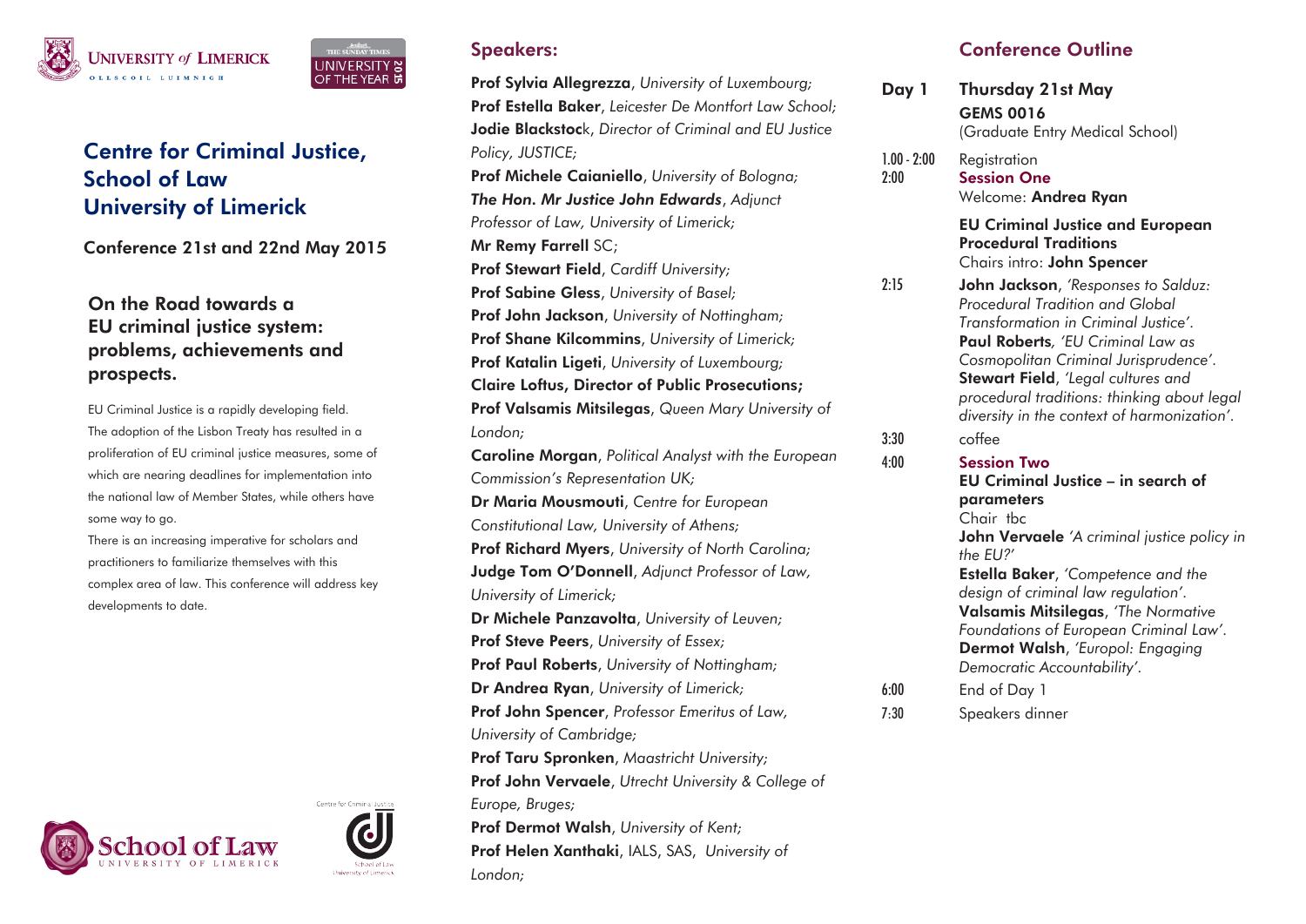# Centre for Criminal Justice, School of Law University of Limerick

**Conference 21st and 22nd May 2015**

## On the Road towards a EU criminal justice system: problems, achievements and prospects.

EU Criminal Justice is a rapidly developing field. The adoption of the Lisbon Treaty has resulted in a proliferation of EU criminal justice measures, some of which are nearing deadlines for implementation into the national law of Member States, while others have some way to go.

There is an increasing imperative for scholars and practitioners to familiarize themselves with this complex area of law. This conference will address key developments to date.

## Speakers:

**Prof Sylvia Allegrezza**, *University of Luxembourg;*
**Prof Estella Baker**, *Leicester De Montfort Law School;*
**Jodie Blackstoc**k, *Director of Criminal and EU Justice Policy, JUSTICE;*
**Prof Michele Caianiello**, *University of Bologna;*
***The Hon. Mr Justice John Edwards***, *Adjunct Professor of Law, University of Limerick;*
**Mr Remy Farrell** SC;
**Prof Stewart Field**, *Cardiff University;*
**Prof Sabine Gless**, *University of Basel;*
**Prof John Jackson**, *University of Nottingham;*
**Prof Shane Kilcommins**, *University of Limerick;*
**Prof Katalin Ligeti**, *University of Luxembourg;*
**Claire Loftus, Director of Public Prosecutions;**
**Prof Valsamis Mitsilegas**, *Queen Mary University of London;*
**Caroline Morgan**, *Political Analyst with the European Commission's Representation UK;*
**Dr Maria Mousmouti**, *Centre for European Constitutional Law, University of Athens;*
**Prof Richard Myers**, *University of North Carolina;*
**Judge Tom O'Donnell**, *Adjunct Professor of Law, University of Limerick;*
**Dr Michele Panzavolta**, *University of Leuven;*
**Prof Steve Peers**, *University of Essex;*
**Prof Paul Roberts**, *University of Nottingham;*
**Dr Andrea Ryan**, *University of Limerick;*
**Prof John Spencer**, *Professor Emeritus of Law, University of Cambridge;*
**Prof Taru Spronken**, *Maastricht University;*
**Prof John Vervaele**, *Utrecht University & College of Europe, Bruges;*
**Prof Dermot Walsh**, *University of Kent;*
**Prof Helen Xanthaki**, IALS, SAS, *University of London;*

## Conference Outline

**Day 1** — **Thursday 21st May**
**GEMS 0016**
(Graduate Entry Medical School)

1.00 - 2:00 — Registration

2:00 — **Session One**
Welcome: **Andrea Ryan**

**EU Criminal Justice and European Procedural Traditions**
Chairs intro: **John Spencer**

2:15 — **John Jackson**, *'Responses to Salduz: Procedural Tradition and Global Transformation in Criminal Justice'.*
**Paul Roberts***, 'EU Criminal Law as Cosmopolitan Criminal Jurisprudence'.*
**Stewart Field**, *'Legal cultures and procedural traditions: thinking about legal diversity in the context of harmonization'.*

3:30 — coffee

4:00 — **Session Two**
**EU Criminal Justice – in search of parameters**
Chair tbc
**John Vervaele** *'A criminal justice policy in the EU?'*
**Estella Baker**, *'Competence and the design of criminal law regulation'.*
**Valsamis Mitsilegas**, *'The Normative Foundations of European Criminal Law'.*
**Dermot Walsh**, *'Europol: Engaging Democratic Accountability'.*

6:00 — End of Day 1

7:30 — Speakers dinner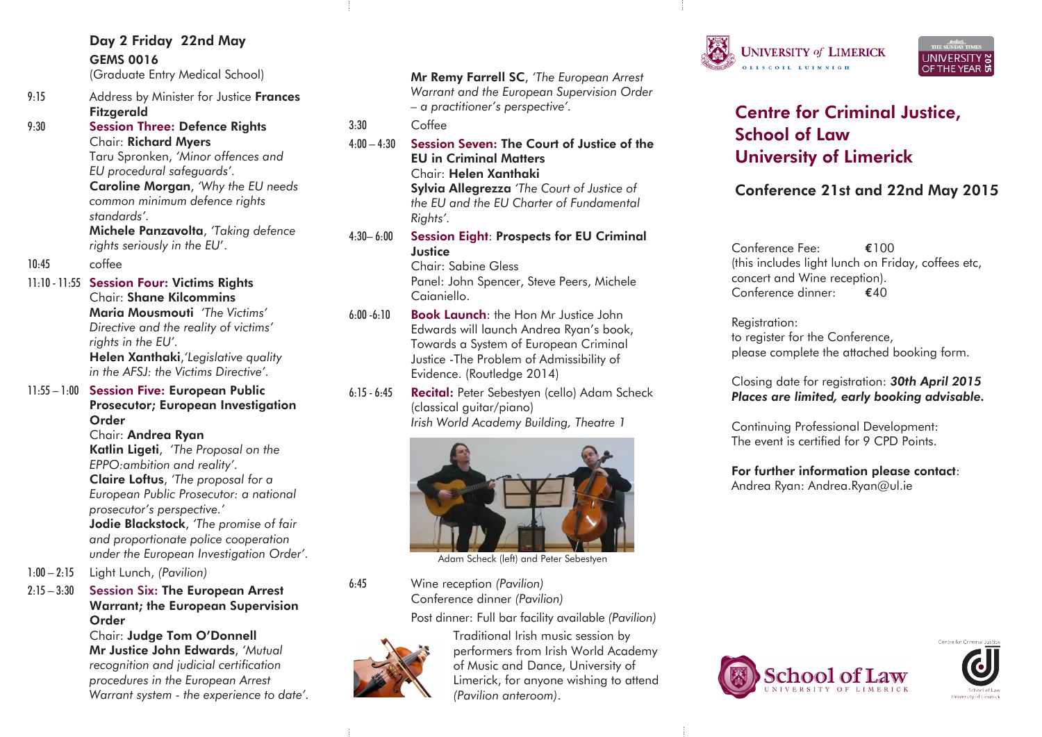## Day 2 Friday 22nd May

**GEMS 0016**
(Graduate Entry Medical School)

9:15 Address by Minister for Justice **Frances Fitzgerald**

9:30 **Session Three: Defence Rights**
Chair: **Richard Myers**
Taru Spronken, *'Minor offences and EU procedural safeguards'.*
**Caroline Morgan**, *'Why the EU needs common minimum defence rights standards'.*
**Michele Panzavolta**, *'Taking defence rights seriously in the EU'.*

10:45 coffee

11:10 - 11:55 **Session Four: Victims Rights**
Chair: **Shane Kilcommins**
**Maria Mousmouti** *'The Victims' Directive and the reality of victims' rights in the EU'.*
**Helen Xanthaki**,*'Legislative quality in the AFSJ: the Victims Directive'.*

11:55 – 1:00 **Session Five: European Public Prosecutor; European Investigation Order**
Chair: **Andrea Ryan**
**Katlin Ligeti**, *'The Proposal on the EPPO:ambition and reality'.*
**Claire Loftus**, *'The proposal for a European Public Prosecutor: a national prosecutor's perspective.'*
**Jodie Blackstock**, *'The promise of fair and proportionate police cooperation under the European Investigation Order'.*

1:00 – 2:15 Light Lunch, *(Pavilion)*

2:15 – 3:30 **Session Six: The European Arrest Warrant; the European Supervision Order**
Chair: **Judge Tom O'Donnell**
**Mr Justice John Edwards**, *'Mutual recognition and judicial certification procedures in the European Arrest Warrant system - the experience to date'.*
**Mr Remy Farrell SC**, *'The European Arrest Warrant and the European Supervision Order – a practitioner's perspective'.*

3:30 Coffee

4:00 – 4:30 **Session Seven: The Court of Justice of the EU in Criminal Matters**
Chair: **Helen Xanthaki**
**Sylvia Allegrezza** *'The Court of Justice of the EU and the EU Charter of Fundamental Rights'.*

4:30– 6:00 **Session Eight**: **Prospects for EU Criminal Justice**
Chair: Sabine Gless
Panel: John Spencer, Steve Peers, Michele Caianiello.

6:00 -6:10 **Book Launch**: the Hon Mr Justice John Edwards will launch Andrea Ryan's book, Towards a System of European Criminal Justice -The Problem of Admissibility of Evidence. (Routledge 2014)

6:15 - 6:45 **Recital:** Peter Sebestyen (cello) Adam Scheck (classical guitar/piano)
*Irish World Academy Building, Theatre 1*

Adam Scheck (left) and Peter Sebestyen

6:45 Wine reception *(Pavilion)*
Conference dinner *(Pavilion)*

Post dinner: Full bar facility available *(Pavilion)*

Traditional Irish music session by performers from Irish World Academy of Music and Dance, University of Limerick, for anyone wishing to attend *(Pavilion anteroom)*.

UNIVERSITY of LIMERICK
OLLSCOIL LUIMNIGH

THE SUNDAY TIMES UNIVERSITY OF THE YEAR 2015

# Centre for Criminal Justice, School of Law University of Limerick

## Conference 21st and 22nd May 2015

Conference Fee: €100
(this includes light lunch on Friday, coffees etc, concert and Wine reception).
Conference dinner: €40

Registration:
to register for the Conference,
please complete the attached booking form.

Closing date for registration: ***30th April 2015***
***Places are limited, early booking advisable.***

Continuing Professional Development:
The event is certified for 9 CPD Points.

**For further information please contact**:
Andrea Ryan: Andrea.Ryan@ul.ie

School of Law
UNIVERSITY OF LIMERICK

Centre for Criminal Justice
School of Law
University of Limerick